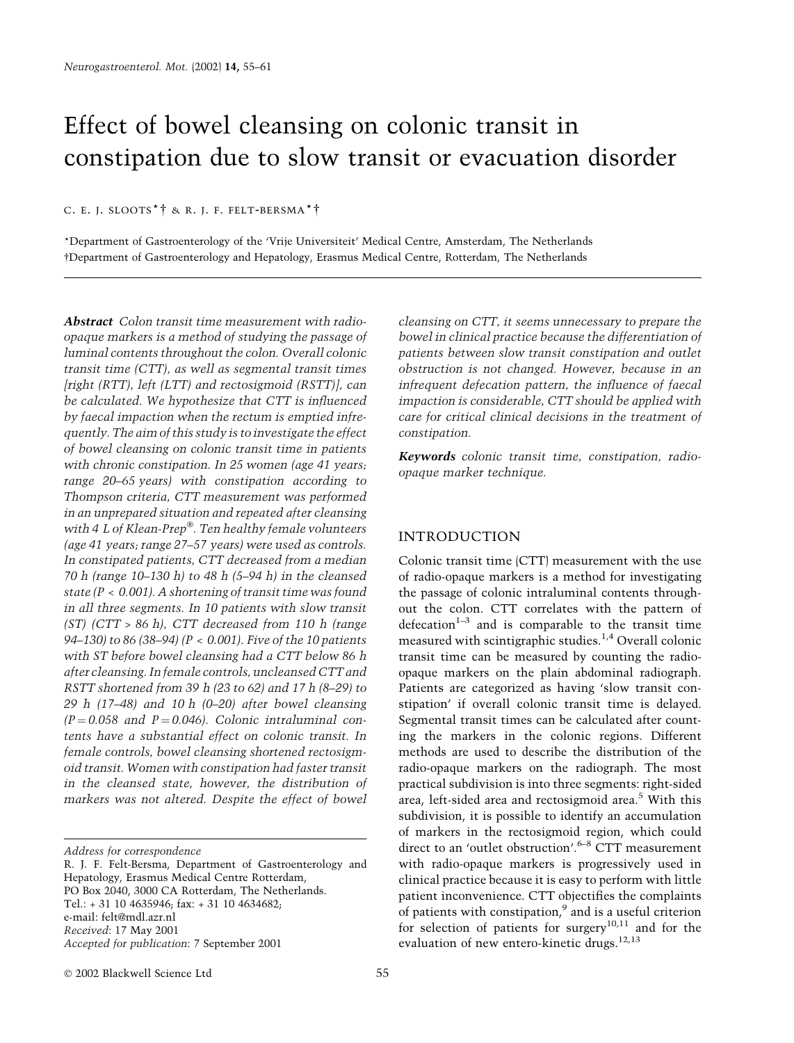# Effect of bowel cleansing on colonic transit in constipation due to slow transit or evacuation disorder

C. E. J. SLOOTS*† & R. J. F. FELT-BERSMA*†

*Department of Gastroenterology of the 'Vrije Universiteit' Medical Centre, Amsterdam, The Netherlands
†Department of Gastroenterology and Hepatology, Erasmus Medical Centre, Rotterdam, The Netherlands

***Abstract*** *Colon transit time measurement with radio-opaque markers is a method of studying the passage of luminal contents throughout the colon. Overall colonic transit time (CTT), as well as segmental transit times [right (RTT), left (LTT) and rectosigmoid (RSTT)], can be calculated. We hypothesize that CTT is influenced by faecal impaction when the rectum is emptied infrequently. The aim of this study is to investigate the effect of bowel cleansing on colonic transit time in patients with chronic constipation. In 25 women (age 41 years; range 20–65 years) with constipation according to Thompson criteria, CTT measurement was performed in an unprepared situation and repeated after cleansing with 4 L of Klean-Prep®. Ten healthy female volunteers (age 41 years; range 27–57 years) were used as controls. In constipated patients, CTT decreased from a median 70 h (range 10–130 h) to 48 h (5–94 h) in the cleansed state ($P < 0.001$). A shortening of transit time was found in all three segments. In 10 patients with slow transit (ST) (CTT > 86 h), CTT decreased from 110 h (range 94–130) to 86 (38–94) ($P < 0.001$). Five of the 10 patients with ST before bowel cleansing had a CTT below 86 h after cleansing. In female controls, uncleansed CTT and RSTT shortened from 39 h (23 to 62) and 17 h (8–29) to 29 h (17–48) and 10 h (0–20) after bowel cleansing ($P = 0.058$ and $P = 0.046$). Colonic intraluminal contents have a substantial effect on colonic transit. In female controls, bowel cleansing shortened rectosigmoid transit. Women with constipation had faster transit in the cleansed state, however, the distribution of markers was not altered. Despite the effect of bowel cleansing on CTT, it seems unnecessary to prepare the bowel in clinical practice because the differentiation of patients between slow transit constipation and outlet obstruction is not changed. However, because in an infrequent defecation pattern, the influence of faecal impaction is considerable, CTT should be applied with care for critical clinical decisions in the treatment of constipation.*

***Keywords*** *colonic transit time, constipation, radio-opaque marker technique.*

*Address for correspondence*
R. J. F. Felt-Bersma, Department of Gastroenterology and Hepatology, Erasmus Medical Centre Rotterdam, PO Box 2040, 3000 CA Rotterdam, The Netherlands.
Tel.: + 31 10 4635946; fax: + 31 10 4634682;
e-mail: felt@mdl.azr.nl
*Received*: 17 May 2001
*Accepted for publication*: 7 September 2001

## INTRODUCTION

Colonic transit time (CTT) measurement with the use of radio-opaque markers is a method for investigating the passage of colonic intraluminal contents throughout the colon. CTT correlates with the pattern of defecation[1–3] and is comparable to the transit time measured with scintigraphic studies.[1,4] Overall colonic transit time can be measured by counting the radio-opaque markers on the plain abdominal radiograph. Patients are categorized as having 'slow transit constipation' if overall colonic transit time is delayed. Segmental transit times can be calculated after counting the markers in the colonic regions. Different methods are used to describe the distribution of the radio-opaque markers on the radiograph. The most practical subdivision is into three segments: right-sided area, left-sided area and rectosigmoid area.[5] With this subdivision, it is possible to identify an accumulation of markers in the rectosigmoid region, which could direct to an 'outlet obstruction'.[6–8] CTT measurement with radio-opaque markers is progressively used in clinical practice because it is easy to perform with little patient inconvenience. CTT objectifies the complaints of patients with constipation,[9] and is a useful criterion for selection of patients for surgery[10,11] and for the evaluation of new entero-kinetic drugs.[12,13]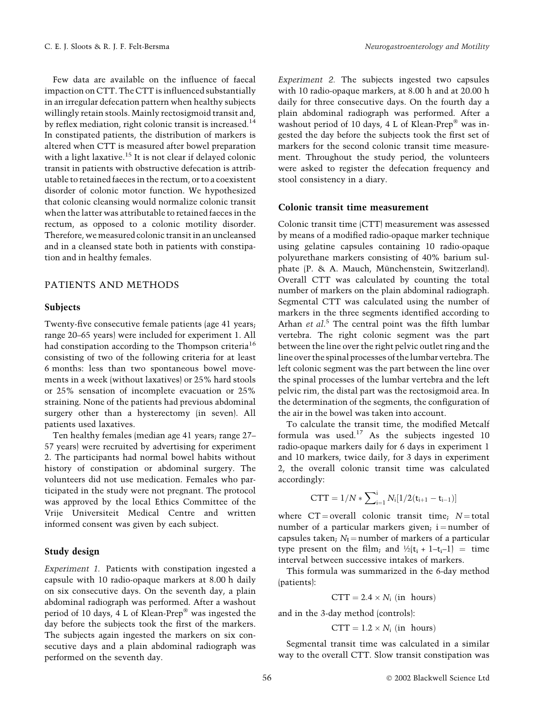Few data are available on the influence of faecal impaction on CTT. The CTT is influenced substantially in an irregular defecation pattern when healthy subjects willingly retain stools. Mainly rectosigmoid transit and, by reflex mediation, right colonic transit is increased.[14] In constipated patients, the distribution of markers is altered when CTT is measured after bowel preparation with a light laxative.[15] It is not clear if delayed colonic transit in patients with obstructive defecation is attributable to retained faeces in the rectum, or to a coexistent disorder of colonic motor function. We hypothesized that colonic cleansing would normalize colonic transit when the latter was attributable to retained faeces in the rectum, as opposed to a colonic motility disorder. Therefore, we measured colonic transit in an uncleansed and in a cleansed state both in patients with constipation and in healthy females.

## PATIENTS AND METHODS

### Subjects

Twenty-five consecutive female patients (age 41 years; range 20–65 years) were included for experiment 1. All had constipation according to the Thompson criteria[16] consisting of two of the following criteria for at least 6 months: less than two spontaneous bowel movements in a week (without laxatives) or 25% hard stools or 25% sensation of incomplete evacuation or 25% straining. None of the patients had previous abdominal surgery other than a hysterectomy (in seven). All patients used laxatives.

Ten healthy females (median age 41 years; range 27–57 years) were recruited by advertising for experiment 2. The participants had normal bowel habits without history of constipation or abdominal surgery. The volunteers did not use medication. Females who participated in the study were not pregnant. The protocol was approved by the local Ethics Committee of the Vrije Universiteit Medical Centre and written informed consent was given by each subject.

### Study design

*Experiment 1.* Patients with constipation ingested a capsule with 10 radio-opaque markers at 8.00 h daily on six consecutive days. On the seventh day, a plain abdominal radiograph was performed. After a washout period of 10 days, 4 L of Klean-Prep® was ingested the day before the subjects took the first of the markers. The subjects again ingested the markers on six consecutive days and a plain abdominal radiograph was performed on the seventh day.

*Experiment 2.* The subjects ingested two capsules with 10 radio-opaque markers, at 8.00 h and at 20.00 h daily for three consecutive days. On the fourth day a plain abdominal radiograph was performed. After a washout period of 10 days, 4 L of Klean-Prep® was ingested the day before the subjects took the first set of markers for the second colonic transit time measurement. Throughout the study period, the volunteers were asked to register the defecation frequency and stool consistency in a diary.

### Colonic transit time measurement

Colonic transit time (CTT) measurement was assessed by means of a modified radio-opaque marker technique using gelatine capsules containing 10 radio-opaque polyurethane markers consisting of 40% barium sulphate (P. & A. Mauch, Münchenstein, Switzerland). Overall CTT was calculated by counting the total number of markers on the plain abdominal radiograph. Segmental CTT was calculated using the number of markers in the three segments identified according to Arhan *et al*.[5] The central point was the fifth lumbar vertebra. The right colonic segment was the part between the line over the right pelvic outlet ring and the line over the spinal processes of the lumbar vertebra. The left colonic segment was the part between the line over the spinal processes of the lumbar vertebra and the left pelvic rim, the distal part was the rectosigmoid area. In the determination of the segments, the configuration of the air in the bowel was taken into account.

To calculate the transit time, the modified Metcalf formula was used.[17] As the subjects ingested 10 radio-opaque markers daily for 6 days in experiment 1 and 10 markers, twice daily, for 3 days in experiment 2, the overall colonic transit time was calculated accordingly:

$$\mathrm{CTT} = 1/N * \sum_{i=1}^{i} N_i[1/2(t_{i+1} - t_{i-1})]$$

where CT = overall colonic transit time; $N$ = total number of a particular markers given; i = number of capsules taken; $N_I$ = number of markers of a particular type present on the film; and $\frac{1}{2}(t_i + 1 - t_i - 1)$ = time interval between successive intakes of markers.

This formula was summarized in the 6-day method (patients):

$$\mathrm{CTT} = 2.4 \times N_i \text{ (in hours)}$$

and in the 3-day method (controls):

$$\mathrm{CTT} = 1.2 \times N_i \text{ (in hours)}$$

Segmental transit time was calculated in a similar way to the overall CTT. Slow transit constipation was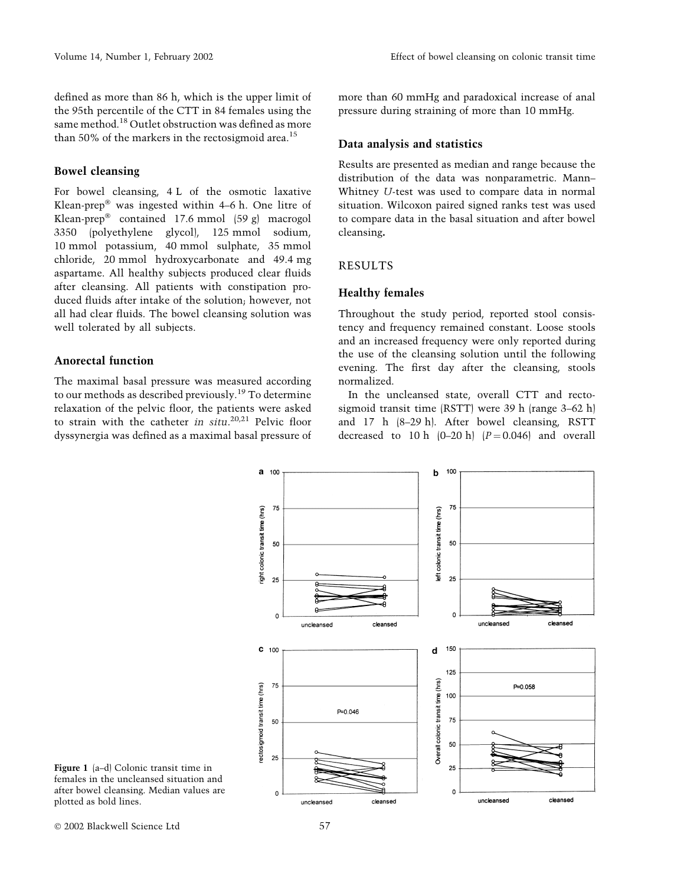defined as more than 86 h, which is the upper limit of the 95th percentile of the CTT in 84 females using the same method.[18] Outlet obstruction was defined as more than 50% of the markers in the rectosigmoid area.[15]

### Bowel cleansing

For bowel cleansing, 4 L of the osmotic laxative Klean-prep® was ingested within 4–6 h. One litre of Klean-prep® contained 17.6 mmol (59 g) macrogol 3350 (polyethylene glycol), 125 mmol sodium, 10 mmol potassium, 40 mmol sulphate, 35 mmol chloride, 20 mmol hydroxycarbonate and 49.4 mg aspartame. All healthy subjects produced clear fluids after cleansing. All patients with constipation produced fluids after intake of the solution; however, not all had clear fluids. The bowel cleansing solution was well tolerated by all subjects.

### Anorectal function

The maximal basal pressure was measured according to our methods as described previously.[19] To determine relaxation of the pelvic floor, the patients were asked to strain with the catheter *in situ*.[20,21] Pelvic floor dyssynergia was defined as a maximal basal pressure of more than 60 mmHg and paradoxical increase of anal pressure during straining of more than 10 mmHg.

### Data analysis and statistics

Results are presented as median and range because the distribution of the data was nonparametric. Mann–Whitney *U*-test was used to compare data in normal situation. Wilcoxon paired signed ranks test was used to compare data in the basal situation and after bowel cleansing.

## RESULTS

### Healthy females

Throughout the study period, reported stool consistency and frequency remained constant. Loose stools and an increased frequency were only reported during the use of the cleansing solution until the following evening. The first day after the cleansing, stools normalized.

In the uncleansed state, overall CTT and rectosigmoid transit time (RSTT) were 39 h (range 3–62 h) and 17 h (8–29 h). After bowel cleansing, RSTT decreased to 10 h (0–20 h) ($P = 0.046$) and overall

**Figure 1** (a–d) Colonic transit time in females in the uncleansed situation and after bowel cleansing. Median values are plotted as bold lines.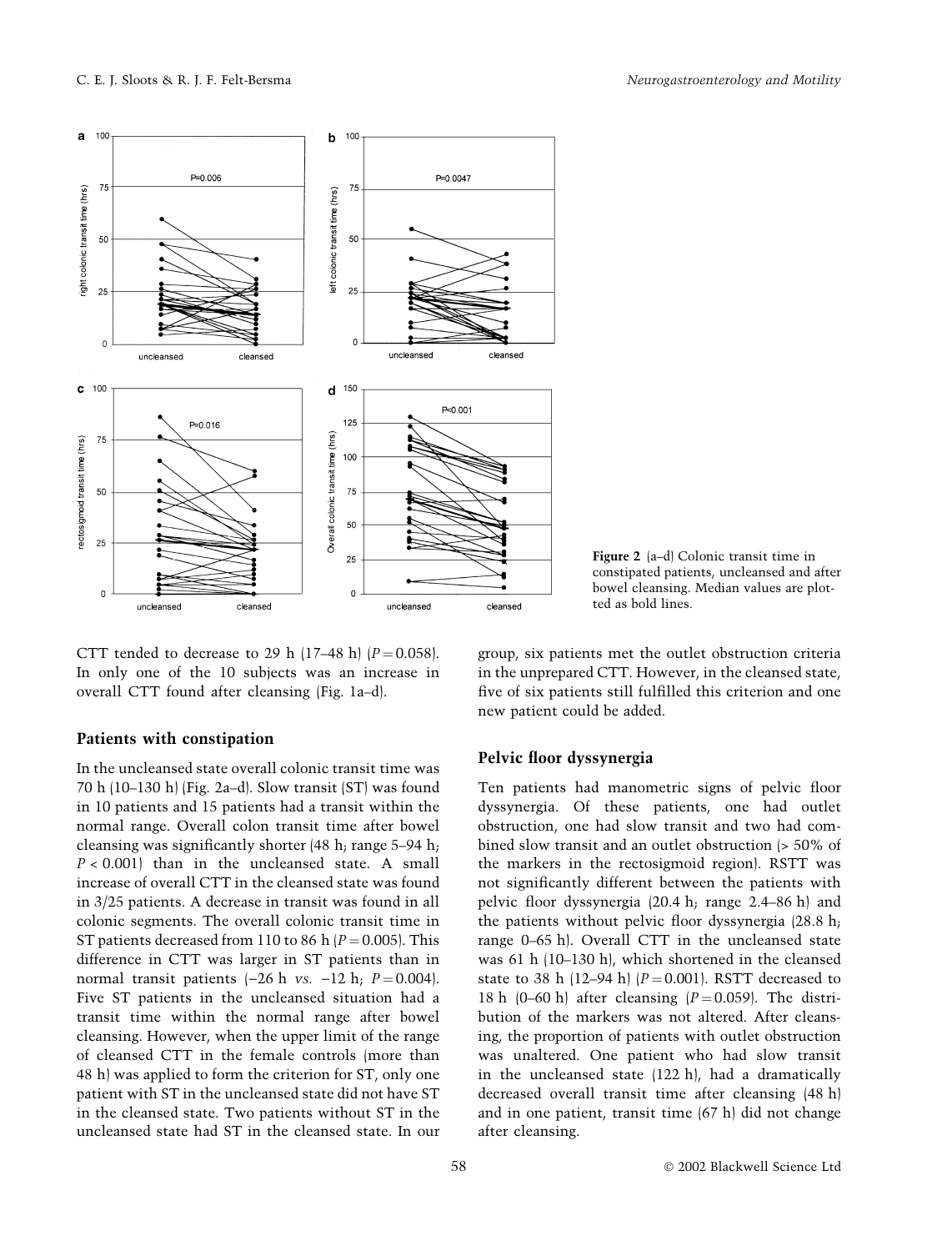Figure 2 (a–d) Colonic transit time in constipated patients, uncleansed and after bowel cleansing. Median values are plotted as bold lines.

CTT tended to decrease to 29 h (17–48 h) ($P = 0.058$). In only one of the 10 subjects was an increase in overall CTT found after cleansing (Fig. 1a–d).

## Patients with constipation

In the uncleansed state overall colonic transit time was 70 h (10–130 h) (Fig. 2a–d). Slow transit (ST) was found in 10 patients and 15 patients had a transit within the normal range. Overall colon transit time after bowel cleansing was significantly shorter (48 h; range 5–94 h; $P < 0.001$) than in the uncleansed state. A small increase of overall CTT in the cleansed state was found in 3/25 patients. A decrease in transit was found in all colonic segments. The overall colonic transit time in ST patients decreased from 110 to 86 h ($P = 0.005$). This difference in CTT was larger in ST patients than in normal transit patients (−26 h *vs.* −12 h; $P = 0.004$). Five ST patients in the uncleansed situation had a transit time within the normal range after bowel cleansing. However, when the upper limit of the range of cleansed CTT in the female controls (more than 48 h) was applied to form the criterion for ST, only one patient with ST in the uncleansed state did not have ST in the cleansed state. Two patients without ST in the uncleansed state had ST in the cleansed state. In our group, six patients met the outlet obstruction criteria in the unprepared CTT. However, in the cleansed state, five of six patients still fulfilled this criterion and one new patient could be added.

## Pelvic floor dyssynergia

Ten patients had manometric signs of pelvic floor dyssynergia. Of these patients, one had outlet obstruction, one had slow transit and two had combined slow transit and an outlet obstruction (> 50% of the markers in the rectosigmoid region). RSTT was not significantly different between the patients with pelvic floor dyssynergia (20.4 h; range 2.4–86 h) and the patients without pelvic floor dyssynergia (28.8 h; range 0–65 h). Overall CTT in the uncleansed state was 61 h (10–130 h), which shortened in the cleansed state to 38 h (12–94 h) ($P = 0.001$). RSTT decreased to 18 h (0–60 h) after cleansing ($P = 0.059$). The distribution of the markers was not altered. After cleansing, the proportion of patients with outlet obstruction was unaltered. One patient who had slow transit in the uncleansed state (122 h), had a dramatically decreased overall transit time after cleansing (48 h) and in one patient, transit time (67 h) did not change after cleansing.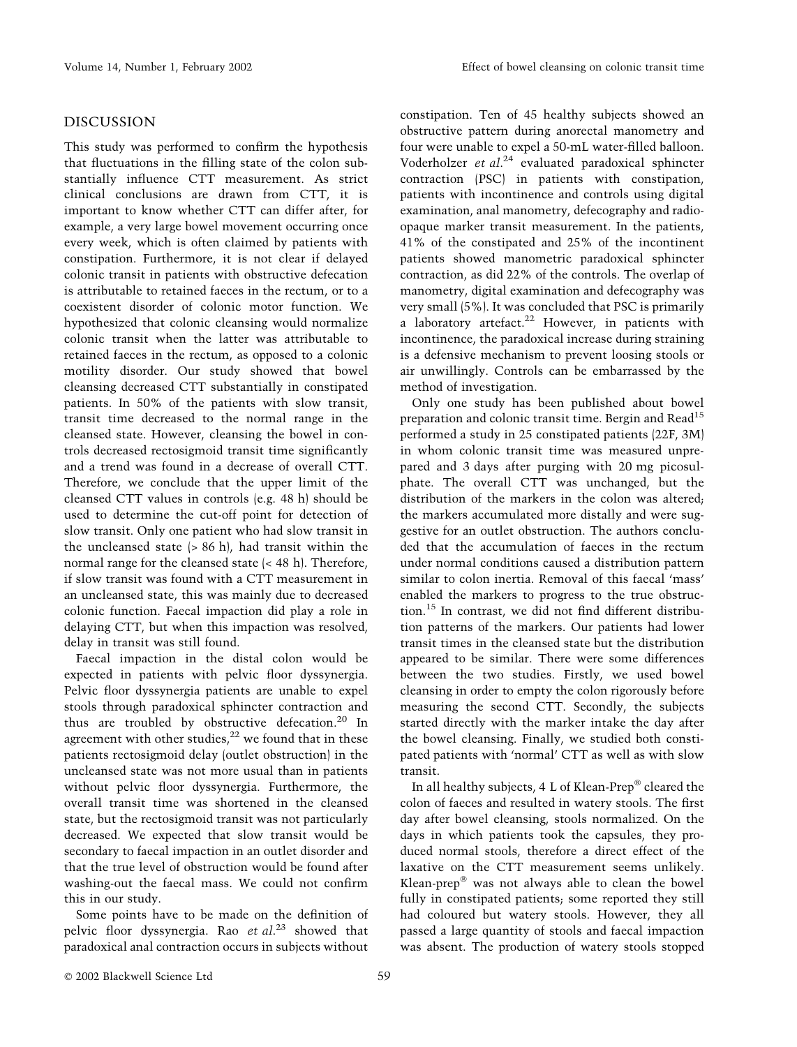## DISCUSSION

This study was performed to confirm the hypothesis that fluctuations in the filling state of the colon substantially influence CTT measurement. As strict clinical conclusions are drawn from CTT, it is important to know whether CTT can differ after, for example, a very large bowel movement occurring once every week, which is often claimed by patients with constipation. Furthermore, it is not clear if delayed colonic transit in patients with obstructive defecation is attributable to retained faeces in the rectum, or to a coexistent disorder of colonic motor function. We hypothesized that colonic cleansing would normalize colonic transit when the latter was attributable to retained faeces in the rectum, as opposed to a colonic motility disorder. Our study showed that bowel cleansing decreased CTT substantially in constipated patients. In 50% of the patients with slow transit, transit time decreased to the normal range in the cleansed state. However, cleansing the bowel in controls decreased rectosigmoid transit time significantly and a trend was found in a decrease of overall CTT. Therefore, we conclude that the upper limit of the cleansed CTT values in controls (e.g. 48 h) should be used to determine the cut-off point for detection of slow transit. Only one patient who had slow transit in the uncleansed state (> 86 h), had transit within the normal range for the cleansed state (< 48 h). Therefore, if slow transit was found with a CTT measurement in an uncleansed state, this was mainly due to decreased colonic function. Faecal impaction did play a role in delaying CTT, but when this impaction was resolved, delay in transit was still found.

Faecal impaction in the distal colon would be expected in patients with pelvic floor dyssynergia. Pelvic floor dyssynergia patients are unable to expel stools through paradoxical sphincter contraction and thus are troubled by obstructive defecation.[20] In agreement with other studies,[22] we found that in these patients rectosigmoid delay (outlet obstruction) in the uncleansed state was not more usual than in patients without pelvic floor dyssynergia. Furthermore, the overall transit time was shortened in the cleansed state, but the rectosigmoid transit was not particularly decreased. We expected that slow transit would be secondary to faecal impaction in an outlet disorder and that the true level of obstruction would be found after washing-out the faecal mass. We could not confirm this in our study.

Some points have to be made on the definition of pelvic floor dyssynergia. Rao *et al.*[23] showed that paradoxical anal contraction occurs in subjects without constipation. Ten of 45 healthy subjects showed an obstructive pattern during anorectal manometry and four were unable to expel a 50-mL water-filled balloon. Voderholzer *et al.*[24] evaluated paradoxical sphincter contraction (PSC) in patients with constipation, patients with incontinence and controls using digital examination, anal manometry, defecography and radio-opaque marker transit measurement. In the patients, 41% of the constipated and 25% of the incontinent patients showed manometric paradoxical sphincter contraction, as did 22% of the controls. The overlap of manometry, digital examination and defecography was very small (5%). It was concluded that PSC is primarily a laboratory artefact.[22] However, in patients with incontinence, the paradoxical increase during straining is a defensive mechanism to prevent loosing stools or air unwillingly. Controls can be embarrassed by the method of investigation.

Only one study has been published about bowel preparation and colonic transit time. Bergin and Read[15] performed a study in 25 constipated patients (22F, 3M) in whom colonic transit time was measured unprepared and 3 days after purging with 20 mg picosulphate. The overall CTT was unchanged, but the distribution of the markers in the colon was altered; the markers accumulated more distally and were suggestive for an outlet obstruction. The authors concluded that the accumulation of faeces in the rectum under normal conditions caused a distribution pattern similar to colon inertia. Removal of this faecal 'mass' enabled the markers to progress to the true obstruction.[15] In contrast, we did not find different distribution patterns of the markers. Our patients had lower transit times in the cleansed state but the distribution appeared to be similar. There were some differences between the two studies. Firstly, we used bowel cleansing in order to empty the colon rigorously before measuring the second CTT. Secondly, the subjects started directly with the marker intake the day after the bowel cleansing. Finally, we studied both constipated patients with 'normal' CTT as well as with slow transit.

In all healthy subjects, 4 L of Klean-Prep® cleared the colon of faeces and resulted in watery stools. The first day after bowel cleansing, stools normalized. On the days in which patients took the capsules, they produced normal stools, therefore a direct effect of the laxative on the CTT measurement seems unlikely. Klean-prep® was not always able to clean the bowel fully in constipated patients; some reported they still had coloured but watery stools. However, they all passed a large quantity of stools and faecal impaction was absent. The production of watery stools stopped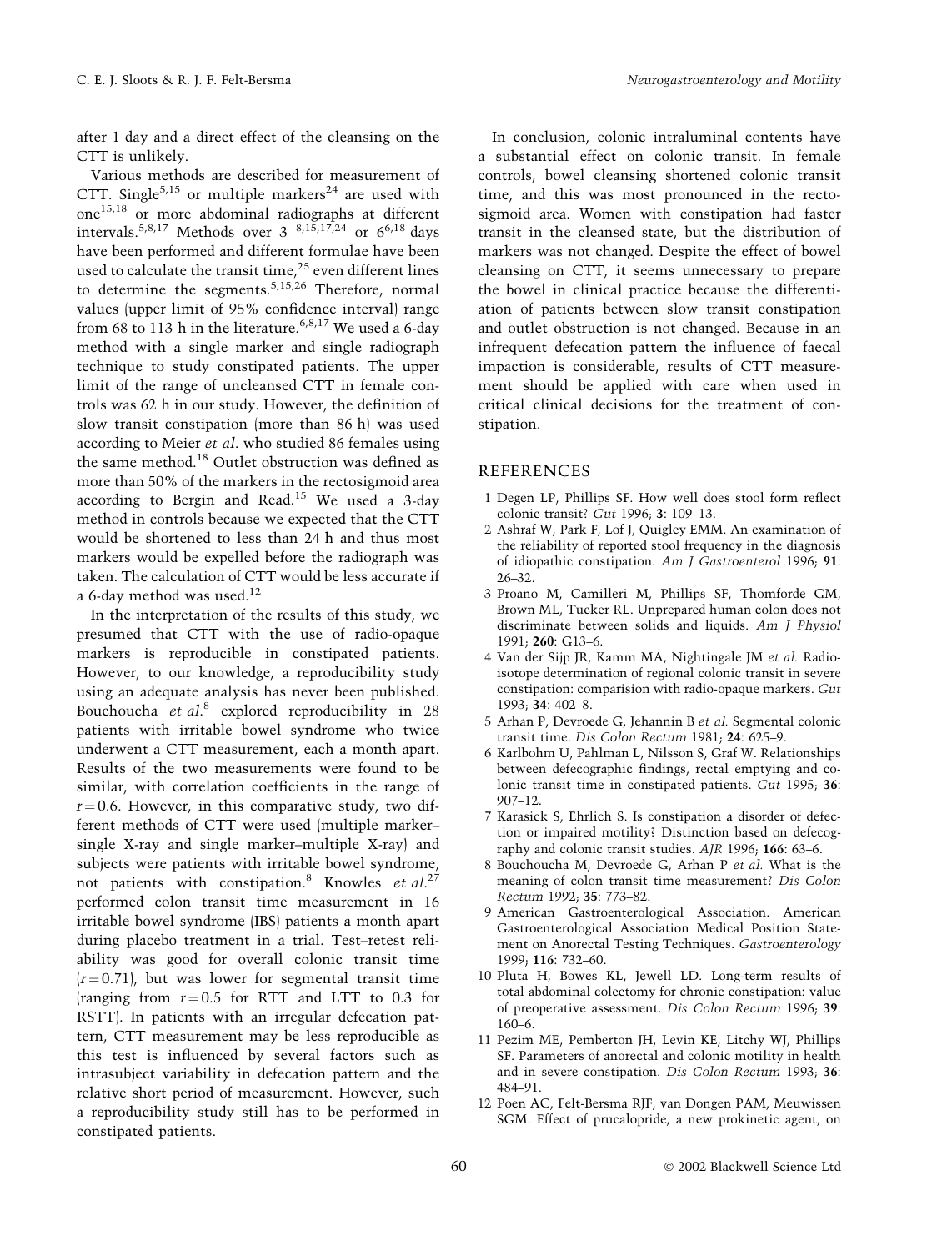after 1 day and a direct effect of the cleansing on the CTT is unlikely.

Various methods are described for measurement of CTT. Single[5,15] or multiple markers[24] are used with one[15,18] or more abdominal radiographs at different intervals.[5,8,17] Methods over 3 [8,15,17,24] or 6[6,18] days have been performed and different formulae have been used to calculate the transit time,[25] even different lines to determine the segments.[5,15,26] Therefore, normal values (upper limit of 95% confidence interval) range from 68 to 113 h in the literature.[6,8,17] We used a 6-day method with a single marker and single radiograph technique to study constipated patients. The upper limit of the range of uncleansed CTT in female controls was 62 h in our study. However, the definition of slow transit constipation (more than 86 h) was used according to Meier *et al*. who studied 86 females using the same method.[18] Outlet obstruction was defined as more than 50% of the markers in the rectosigmoid area according to Bergin and Read.[15] We used a 3-day method in controls because we expected that the CTT would be shortened to less than 24 h and thus most markers would be expelled before the radiograph was taken. The calculation of CTT would be less accurate if a 6-day method was used.[12]

In the interpretation of the results of this study, we presumed that CTT with the use of radio-opaque markers is reproducible in constipated patients. However, to our knowledge, a reproducibility study using an adequate analysis has never been published. Bouchoucha *et al*.[8] explored reproducibility in 28 patients with irritable bowel syndrome who twice underwent a CTT measurement, each a month apart. Results of the two measurements were found to be similar, with correlation coefficients in the range of $r = 0.6$. However, in this comparative study, two different methods of CTT were used (multiple marker–single X-ray and single marker–multiple X-ray) and subjects were patients with irritable bowel syndrome, not patients with constipation.[8] Knowles *et al*.[27] performed colon transit time measurement in 16 irritable bowel syndrome (IBS) patients a month apart during placebo treatment in a trial. Test–retest reliability was good for overall colonic transit time ($r = 0.71$), but was lower for segmental transit time (ranging from $r = 0.5$ for RTT and LTT to 0.3 for RSTT). In patients with an irregular defecation pattern, CTT measurement may be less reproducible as this test is influenced by several factors such as intrasubject variability in defecation pattern and the relative short period of measurement. However, such a reproducibility study still has to be performed in constipated patients.

In conclusion, colonic intraluminal contents have a substantial effect on colonic transit. In female controls, bowel cleansing shortened colonic transit time, and this was most pronounced in the rectosigmoid area. Women with constipation had faster transit in the cleansed state, but the distribution of markers was not changed. Despite the effect of bowel cleansing on CTT, it seems unnecessary to prepare the bowel in clinical practice because the differentiation of patients between slow transit constipation and outlet obstruction is not changed. Because in an infrequent defecation pattern the influence of faecal impaction is considerable, results of CTT measurement should be applied with care when used in critical clinical decisions for the treatment of constipation.

## REFERENCES

1 Degen LP, Phillips SF. How well does stool form reflect colonic transit? *Gut* 1996; **3**: 109–13.

2 Ashraf W, Park F, Lof J, Quigley EMM. An examination of the reliability of reported stool frequency in the diagnosis of idiopathic constipation. *Am J Gastroenterol* 1996; **91**: 26–32.

3 Proano M, Camilleri M, Phillips SF, Thomforde GM, Brown ML, Tucker RL. Unprepared human colon does not discriminate between solids and liquids. *Am J Physiol* 1991; **260**: G13–6.

4 Van der Sijp JR, Kamm MA, Nightingale JM *et al.* Radioisotope determination of regional colonic transit in severe constipation: comparision with radio-opaque markers. *Gut* 1993; **34**: 402–8.

5 Arhan P, Devroede G, Jehannin B *et al.* Segmental colonic transit time. *Dis Colon Rectum* 1981; **24**: 625–9.

6 Karlbohm U, Pahlman L, Nilsson S, Graf W. Relationships between defecographic findings, rectal emptying and colonic transit time in constipated patients. *Gut* 1995; **36**: 907–12.

7 Karasick S, Ehrlich S. Is constipation a disorder of defection or impaired motility? Distinction based on defecography and colonic transit studies. *AJR* 1996; **166**: 63–6.

8 Bouchoucha M, Devroede G, Arhan P *et al.* What is the meaning of colon transit time measurement? *Dis Colon Rectum* 1992; **35**: 773–82.

9 American Gastroenterological Association. American Gastroenterological Association Medical Position Statement on Anorectal Testing Techniques. *Gastroenterology* 1999; **116**: 732–60.

10 Pluta H, Bowes KL, Jewell LD. Long-term results of total abdominal colectomy for chronic constipation: value of preoperative assessment. *Dis Colon Rectum* 1996; **39**: 160–6.

11 Pezim ME, Pemberton JH, Levin KE, Litchy WJ, Phillips SF. Parameters of anorectal and colonic motility in health and in severe constipation. *Dis Colon Rectum* 1993; **36**: 484–91.

12 Poen AC, Felt-Bersma RJF, van Dongen PAM, Meuwissen SGM. Effect of prucalopride, a new prokinetic agent, on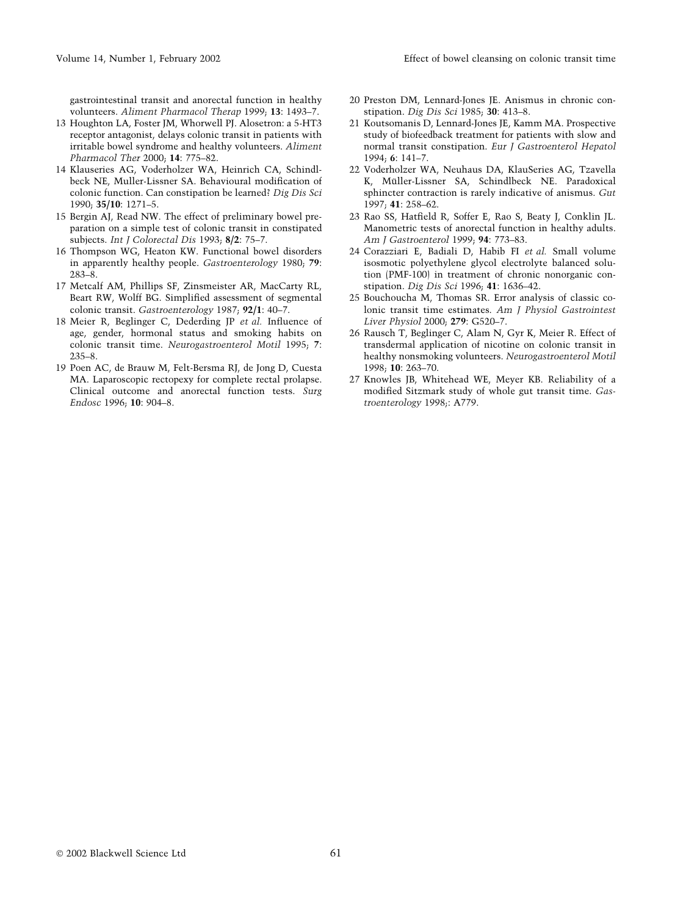gastrointestinal transit and anorectal function in healthy volunteers. *Aliment Pharmacol Therap* 1999; **13**: 1493–7.

13 Houghton LA, Foster JM, Whorwell PJ. Alosetron: a 5-HT3 receptor antagonist, delays colonic transit in patients with irritable bowel syndrome and healthy volunteers. *Aliment Pharmacol Ther* 2000; **14**: 775–82.

14 Klauseries AG, Voderholzer WA, Heinrich CA, Schindlbeck NE, Muller-Lissner SA. Behavioural modification of colonic function. Can constipation be learned? *Dig Dis Sci* 1990; **35/10**: 1271–5.

15 Bergin AJ, Read NW. The effect of preliminary bowel preparation on a simple test of colonic transit in constipated subjects. *Int J Colorectal Dis* 1993; **8/2**: 75–7.

16 Thompson WG, Heaton KW. Functional bowel disorders in apparently healthy people. *Gastroenterology* 1980; **79**: 283–8.

17 Metcalf AM, Phillips SF, Zinsmeister AR, MacCarty RL, Beart RW, Wolff BG. Simplified assessment of segmental colonic transit. *Gastroenterology* 1987; **92/1**: 40–7.

18 Meier R, Beglinger C, Dederding JP *et al.* Influence of age, gender, hormonal status and smoking habits on colonic transit time. *Neurogastroenterol Motil* 1995; **7**: 235–8.

19 Poen AC, de Brauw M, Felt-Bersma RJ, de Jong D, Cuesta MA. Laparoscopic rectopexy for complete rectal prolapse. Clinical outcome and anorectal function tests. *Surg Endosc* 1996; **10**: 904–8.

20 Preston DM, Lennard-Jones JE. Anismus in chronic constipation. *Dig Dis Sci* 1985; **30**: 413–8.

21 Koutsomanis D, Lennard-Jones JE, Kamm MA. Prospective study of biofeedback treatment for patients with slow and normal transit constipation. *Eur J Gastroenterol Hepatol* 1994; **6**: 141–7.

22 Voderholzer WA, Neuhaus DA, KlauSeries AG, Tzavella K, Müller-Lissner SA, Schindlbeck NE. Paradoxical sphincter contraction is rarely indicative of anismus. *Gut* 1997; **41**: 258–62.

23 Rao SS, Hatfield R, Soffer E, Rao S, Beaty J, Conklin JL. Manometric tests of anorectal function in healthy adults. *Am J Gastroenterol* 1999; **94**: 773–83.

24 Corazziari E, Badiali D, Habib FI *et al.* Small volume isosmotic polyethylene glycol electrolyte balanced solution (PMF-100) in treatment of chronic nonorganic constipation. *Dig Dis Sci* 1996; **41**: 1636–42.

25 Bouchoucha M, Thomas SR. Error analysis of classic colonic transit time estimates. *Am J Physiol Gastrointest Liver Physiol* 2000; **279**: G520–7.

26 Rausch T, Beglinger C, Alam N, Gyr K, Meier R. Effect of transdermal application of nicotine on colonic transit in healthy nonsmoking volunteers. *Neurogastroenterol Motil* 1998; **10**: 263–70.

27 Knowles JB, Whitehead WE, Meyer KB. Reliability of a modified Sitzmark study of whole gut transit time. *Gastroenterology* 1998;: A779.